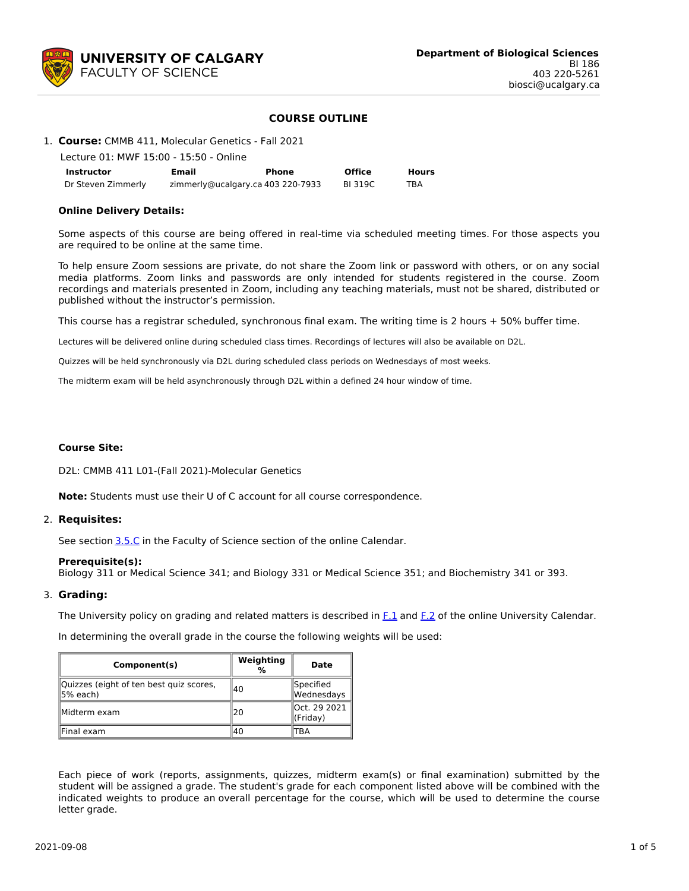**UNIVERSITY OF CALGARY**
**FACULTY OF SCIENCE**

**Department of Biological Sciences**
BI 186
403 220-5261
biosci@ucalgary.ca

## COURSE OUTLINE

1. **Course:** CMMB 411, Molecular Genetics - Fall 2021

   Lecture 01: MWF 15:00 - 15:50 - Online

| Instructor | Email | Phone | Office | Hours |
|---|---|---|---|---|
| Dr Steven Zimmerly | zimmerly@ucalgary.ca | 403 220-7933 | BI 319C | TBA |

**Online Delivery Details:**

Some aspects of this course are being offered in real-time via scheduled meeting times. For those aspects you are required to be online at the same time.

To help ensure Zoom sessions are private, do not share the Zoom link or password with others, or on any social media platforms. Zoom links and passwords are only intended for students registered in the course. Zoom recordings and materials presented in Zoom, including any teaching materials, must not be shared, distributed or published without the instructor's permission.

This course has a registrar scheduled, synchronous final exam. The writing time is 2 hours + 50% buffer time.

Lectures will be delivered online during scheduled class times. Recordings of lectures will also be available on D2L.

Quizzes will be held synchronously via D2L during scheduled class periods on Wednesdays of most weeks.

The midterm exam will be held asynchronously through D2L within a defined 24 hour window of time.

**Course Site:**

D2L: CMMB 411 L01-(Fall 2021)-Molecular Genetics

**Note:** Students must use their U of C account for all course correspondence.

2. **Requisites:**

   See section 3.5.C in the Faculty of Science section of the online Calendar.

   **Prerequisite(s):**
   Biology 311 or Medical Science 341; and Biology 331 or Medical Science 351; and Biochemistry 341 or 393.

3. **Grading:**

   The University policy on grading and related matters is described in F.1 and F.2 of the online University Calendar.

   In determining the overall grade in the course the following weights will be used:

| Component(s) | Weighting % | Date |
|---|---|---|
| Quizzes (eight of ten best quiz scores, 5% each) | 40 | Specified Wednesdays |
| Midterm exam | 20 | Oct. 29 2021 (Friday) |
| Final exam | 40 | TBA |

Each piece of work (reports, assignments, quizzes, midterm exam(s) or final examination) submitted by the student will be assigned a grade. The student's grade for each component listed above will be combined with the indicated weights to produce an overall percentage for the course, which will be used to determine the course letter grade.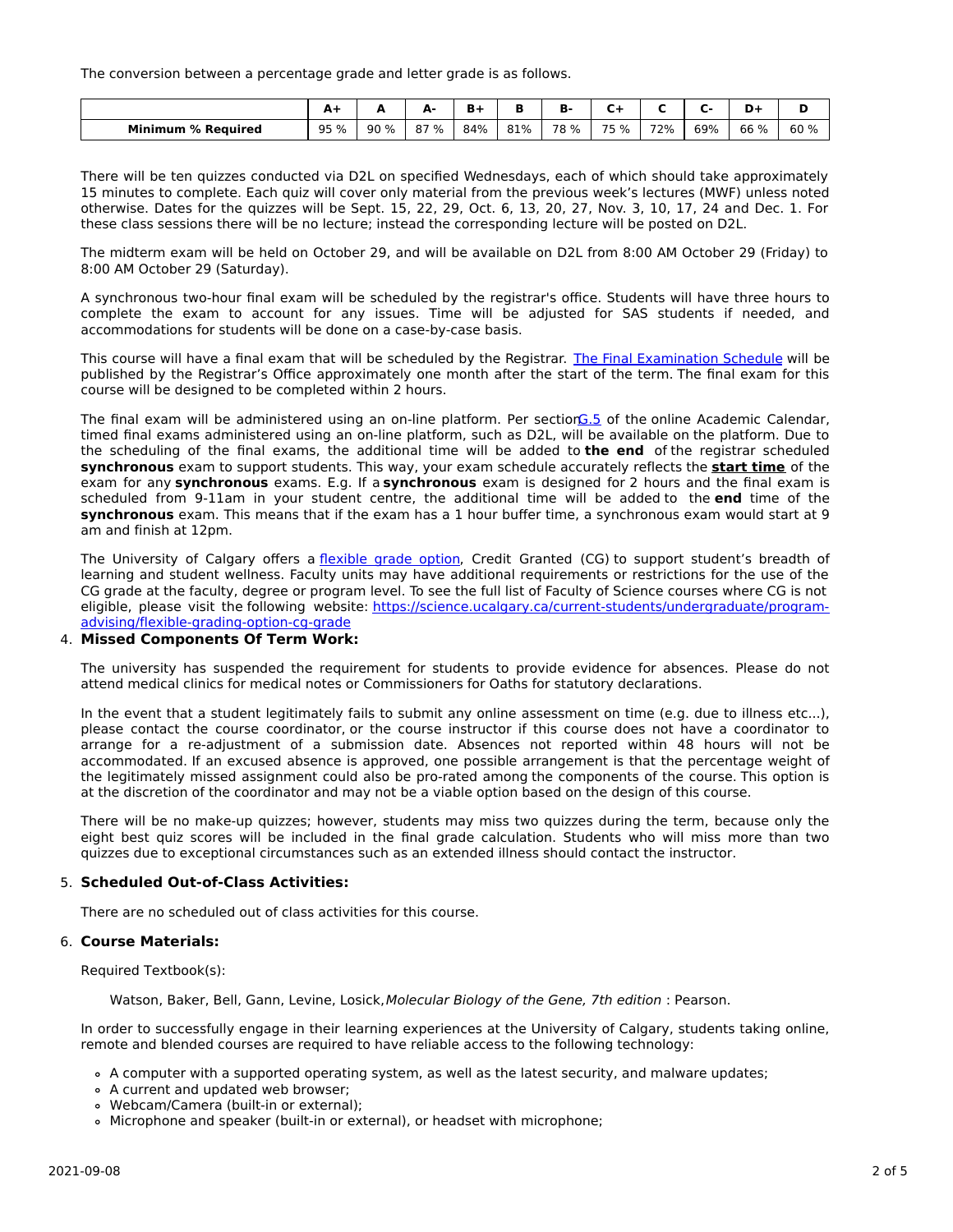The conversion between a percentage grade and letter grade is as follows.

| | A+ | A | A- | B+ | B | B- | C+ | C | C- | D+ | D |
|---|---|---|---|---|---|---|---|---|---|---|---|
| **Minimum % Required** | 95 % | 90 % | 87 % | 84% | 81% | 78 % | 75 % | 72% | 69% | 66 % | 60 % |

There will be ten quizzes conducted via D2L on specified Wednesdays, each of which should take approximately 15 minutes to complete. Each quiz will cover only material from the previous week's lectures (MWF) unless noted otherwise. Dates for the quizzes will be Sept. 15, 22, 29, Oct. 6, 13, 20, 27, Nov. 3, 10, 17, 24 and Dec. 1. For these class sessions there will be no lecture; instead the corresponding lecture will be posted on D2L.

The midterm exam will be held on October 29, and will be available on D2L from 8:00 AM October 29 (Friday) to 8:00 AM October 29 (Saturday).

A synchronous two-hour final exam will be scheduled by the registrar's office. Students will have three hours to complete the exam to account for any issues. Time will be adjusted for SAS students if needed, and accommodations for students will be done on a case-by-case basis.

This course will have a final exam that will be scheduled by the Registrar. [The Final Examination Schedule](#) will be published by the Registrar's Office approximately one month after the start of the term. The final exam for this course will be designed to be completed within 2 hours.

The final exam will be administered using an on-line platform. Per section [G.5](#) of the online Academic Calendar, timed final exams administered using an on-line platform, such as D2L, will be available on the platform. Due to the scheduling of the final exams, the additional time will be added to **the end** of the registrar scheduled **synchronous** exam to support students. This way, your exam schedule accurately reflects the ***start time*** of the exam for any **synchronous** exams. E.g. If a **synchronous** exam is designed for 2 hours and the final exam is scheduled from 9-11am in your student centre, the additional time will be added to the **end** time of the **synchronous** exam. This means that if the exam has a 1 hour buffer time, a synchronous exam would start at 9 am and finish at 12pm.

The University of Calgary offers a [flexible grade option](#), Credit Granted (CG) to support student's breadth of learning and student wellness. Faculty units may have additional requirements or restrictions for the use of the CG grade at the faculty, degree or program level. To see the full list of Faculty of Science courses where CG is not eligible, please visit the following website: [https://science.ucalgary.ca/current-students/undergraduate/program-advising/flexible-grading-option-cg-grade](https://science.ucalgary.ca/current-students/undergraduate/program-advising/flexible-grading-option-cg-grade)

4. **Missed Components Of Term Work:**

The university has suspended the requirement for students to provide evidence for absences. Please do not attend medical clinics for medical notes or Commissioners for Oaths for statutory declarations.

In the event that a student legitimately fails to submit any online assessment on time (e.g. due to illness etc...), please contact the course coordinator, or the course instructor if this course does not have a coordinator to arrange for a re-adjustment of a submission date. Absences not reported within 48 hours will not be accommodated. If an excused absence is approved, one possible arrangement is that the percentage weight of the legitimately missed assignment could also be pro-rated among the components of the course. This option is at the discretion of the coordinator and may not be a viable option based on the design of this course.

There will be no make-up quizzes; however, students may miss two quizzes during the term, because only the eight best quiz scores will be included in the final grade calculation. Students who will miss more than two quizzes due to exceptional circumstances such as an extended illness should contact the instructor.

5. **Scheduled Out-of-Class Activities:**

There are no scheduled out of class activities for this course.

6. **Course Materials:**

Required Textbook(s):

Watson, Baker, Bell, Gann, Levine, Losick, *Molecular Biology of the Gene, 7th edition* : Pearson.

In order to successfully engage in their learning experiences at the University of Calgary, students taking online, remote and blended courses are required to have reliable access to the following technology:

- A computer with a supported operating system, as well as the latest security, and malware updates;
- A current and updated web browser;
- Webcam/Camera (built-in or external);
- Microphone and speaker (built-in or external), or headset with microphone;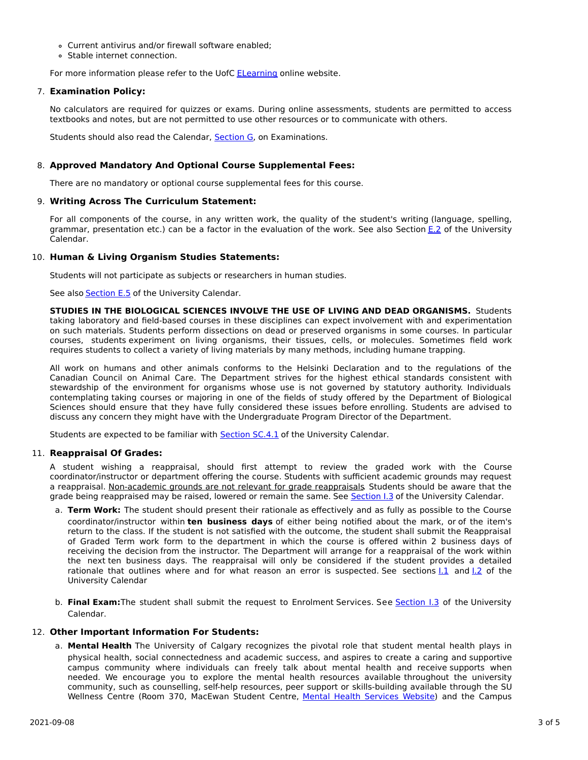- Current antivirus and/or firewall software enabled;
- Stable internet connection.

For more information please refer to the UofC ELearning online website.

7. **Examination Policy:**

   No calculators are required for quizzes or exams. During online assessments, students are permitted to access textbooks and notes, but are not permitted to use other resources or to communicate with others.

   Students should also read the Calendar, Section G, on Examinations.

8. **Approved Mandatory And Optional Course Supplemental Fees:**

   There are no mandatory or optional course supplemental fees for this course.

9. **Writing Across The Curriculum Statement:**

   For all components of the course, in any written work, the quality of the student's writing (language, spelling, grammar, presentation etc.) can be a factor in the evaluation of the work. See also Section E.2 of the University Calendar.

10. **Human & Living Organism Studies Statements:**

    Students will not participate as subjects or researchers in human studies.

    See also Section E.5 of the University Calendar.

    **STUDIES IN THE BIOLOGICAL SCIENCES INVOLVE THE USE OF LIVING AND DEAD ORGANISMS.** Students taking laboratory and field-based courses in these disciplines can expect involvement with and experimentation on such materials. Students perform dissections on dead or preserved organisms in some courses. In particular courses, students experiment on living organisms, their tissues, cells, or molecules. Sometimes field work requires students to collect a variety of living materials by many methods, including humane trapping.

    All work on humans and other animals conforms to the Helsinki Declaration and to the regulations of the Canadian Council on Animal Care. The Department strives for the highest ethical standards consistent with stewardship of the environment for organisms whose use is not governed by statutory authority. Individuals contemplating taking courses or majoring in one of the fields of study offered by the Department of Biological Sciences should ensure that they have fully considered these issues before enrolling. Students are advised to discuss any concern they might have with the Undergraduate Program Director of the Department.

    Students are expected to be familiar with Section SC.4.1 of the University Calendar.

11. **Reappraisal Of Grades:**

    A student wishing a reappraisal, should first attempt to review the graded work with the Course coordinator/instructor or department offering the course. Students with sufficient academic grounds may request a reappraisal. Non-academic grounds are not relevant for grade reappraisals. Students should be aware that the grade being reappraised may be raised, lowered or remain the same. See Section I.3 of the University Calendar.

    a. **Term Work:** The student should present their rationale as effectively and as fully as possible to the Course coordinator/instructor within **ten business days** of either being notified about the mark, or of the item's return to the class. If the student is not satisfied with the outcome, the student shall submit the Reappraisal of Graded Term work form to the department in which the course is offered within 2 business days of receiving the decision from the instructor. The Department will arrange for a reappraisal of the work within the next ten business days. The reappraisal will only be considered if the student provides a detailed rationale that outlines where and for what reason an error is suspected. See sections I.1 and I.2 of the University Calendar

    b. **Final Exam:** The student shall submit the request to Enrolment Services. See Section I.3 of the University Calendar.

12. **Other Important Information For Students:**

    a. **Mental Health** The University of Calgary recognizes the pivotal role that student mental health plays in physical health, social connectedness and academic success, and aspires to create a caring and supportive campus community where individuals can freely talk about mental health and receive supports when needed. We encourage you to explore the mental health resources available throughout the university community, such as counselling, self-help resources, peer support or skills-building available through the SU Wellness Centre (Room 370, MacEwan Student Centre, Mental Health Services Website) and the Campus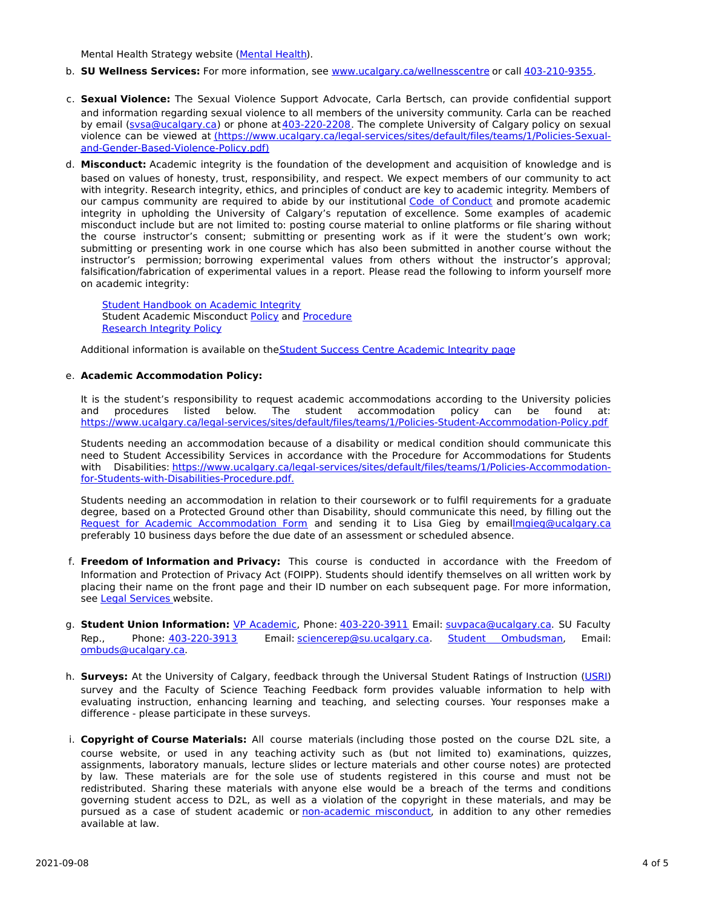Mental Health Strategy website (Mental Health).

b. **SU Wellness Services:** For more information, see www.ucalgary.ca/wellnesscentre or call 403-210-9355.

c. **Sexual Violence:** The Sexual Violence Support Advocate, Carla Bertsch, can provide confidential support and information regarding sexual violence to all members of the university community. Carla can be reached by email (svsa@ucalgary.ca) or phone at 403-220-2208. The complete University of Calgary policy on sexual violence can be viewed at (https://www.ucalgary.ca/legal-services/sites/default/files/teams/1/Policies-Sexual-and-Gender-Based-Violence-Policy.pdf)

d. **Misconduct:** Academic integrity is the foundation of the development and acquisition of knowledge and is based on values of honesty, trust, responsibility, and respect. We expect members of our community to act with integrity. Research integrity, ethics, and principles of conduct are key to academic integrity. Members of our campus community are required to abide by our institutional Code of Conduct and promote academic integrity in upholding the University of Calgary's reputation of excellence. Some examples of academic misconduct include but are not limited to: posting course material to online platforms or file sharing without the course instructor's consent; submitting or presenting work as if it were the student's own work; submitting or presenting work in one course which has also been submitted in another course without the instructor's permission; borrowing experimental values from others without the instructor's approval; falsification/fabrication of experimental values in a report. Please read the following to inform yourself more on academic integrity:

   Student Handbook on Academic Integrity
   Student Academic Misconduct Policy and Procedure
   Research Integrity Policy

   Additional information is available on the Student Success Centre Academic Integrity page

e. **Academic Accommodation Policy:**

   It is the student's responsibility to request academic accommodations according to the University policies and procedures listed below. The student accommodation policy can be found at: https://www.ucalgary.ca/legal-services/sites/default/files/teams/1/Policies-Student-Accommodation-Policy.pdf

   Students needing an accommodation because of a disability or medical condition should communicate this need to Student Accessibility Services in accordance with the Procedure for Accommodations for Students with Disabilities: https://www.ucalgary.ca/legal-services/sites/default/files/teams/1/Policies-Accommodation-for-Students-with-Disabilities-Procedure.pdf.

   Students needing an accommodation in relation to their coursework or to fulfil requirements for a graduate degree, based on a Protected Ground other than Disability, should communicate this need, by filling out the Request for Academic Accommodation Form and sending it to Lisa Gieg by email lmgieg@ucalgary.ca preferably 10 business days before the due date of an assessment or scheduled absence.

f. **Freedom of Information and Privacy:** This course is conducted in accordance with the Freedom of Information and Protection of Privacy Act (FOIPP). Students should identify themselves on all written work by placing their name on the front page and their ID number on each subsequent page. For more information, see Legal Services website.

g. **Student Union Information:** VP Academic, Phone: 403-220-3911 Email: suvpaca@ucalgary.ca. SU Faculty Rep., Phone: 403-220-3913 Email: sciencerep@su.ucalgary.ca. Student Ombudsman, Email: ombuds@ucalgary.ca.

h. **Surveys:** At the University of Calgary, feedback through the Universal Student Ratings of Instruction (USRI) survey and the Faculty of Science Teaching Feedback form provides valuable information to help with evaluating instruction, enhancing learning and teaching, and selecting courses. Your responses make a difference - please participate in these surveys.

i. **Copyright of Course Materials:** All course materials (including those posted on the course D2L site, a course website, or used in any teaching activity such as (but not limited to) examinations, quizzes, assignments, laboratory manuals, lecture slides or lecture materials and other course notes) are protected by law. These materials are for the sole use of students registered in this course and must not be redistributed. Sharing these materials with anyone else would be a breach of the terms and conditions governing student access to D2L, as well as a violation of the copyright in these materials, and may be pursued as a case of student academic or non-academic misconduct, in addition to any other remedies available at law.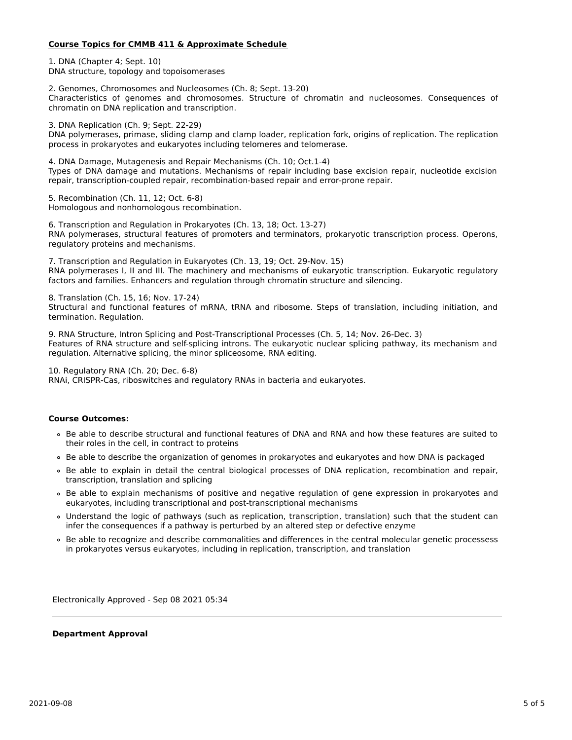**Course Topics for CMMB 411 & Approximate Schedule**

1. DNA (Chapter 4; Sept. 10)
DNA structure, topology and topoisomerases

2. Genomes, Chromosomes and Nucleosomes (Ch. 8; Sept. 13-20)
Characteristics of genomes and chromosomes. Structure of chromatin and nucleosomes. Consequences of chromatin on DNA replication and transcription.

3. DNA Replication (Ch. 9; Sept. 22-29)
DNA polymerases, primase, sliding clamp and clamp loader, replication fork, origins of replication. The replication process in prokaryotes and eukaryotes including telomeres and telomerase.

4. DNA Damage, Mutagenesis and Repair Mechanisms (Ch. 10; Oct.1-4)
Types of DNA damage and mutations. Mechanisms of repair including base excision repair, nucleotide excision repair, transcription-coupled repair, recombination-based repair and error-prone repair.

5. Recombination (Ch. 11, 12; Oct. 6-8)
Homologous and nonhomologous recombination.

6. Transcription and Regulation in Prokaryotes (Ch. 13, 18; Oct. 13-27)
RNA polymerases, structural features of promoters and terminators, prokaryotic transcription process. Operons, regulatory proteins and mechanisms.

7. Transcription and Regulation in Eukaryotes (Ch. 13, 19; Oct. 29-Nov. 15)
RNA polymerases I, II and III. The machinery and mechanisms of eukaryotic transcription. Eukaryotic regulatory factors and families. Enhancers and regulation through chromatin structure and silencing.

8. Translation (Ch. 15, 16; Nov. 17-24)
Structural and functional features of mRNA, tRNA and ribosome. Steps of translation, including initiation, and termination. Regulation.

9. RNA Structure, Intron Splicing and Post-Transcriptional Processes (Ch. 5, 14; Nov. 26-Dec. 3)
Features of RNA structure and self-splicing introns. The eukaryotic nuclear splicing pathway, its mechanism and regulation. Alternative splicing, the minor spliceosome, RNA editing.

10. Regulatory RNA (Ch. 20; Dec. 6-8)
RNAi, CRISPR-Cas, riboswitches and regulatory RNAs in bacteria and eukaryotes.

**Course Outcomes:**

- Be able to describe structural and functional features of DNA and RNA and how these features are suited to their roles in the cell, in contract to proteins
- Be able to describe the organization of genomes in prokaryotes and eukaryotes and how DNA is packaged
- Be able to explain in detail the central biological processes of DNA replication, recombination and repair, transcription, translation and splicing
- Be able to explain mechanisms of positive and negative regulation of gene expression in prokaryotes and eukaryotes, including transcriptional and post-transcriptional mechanisms
- Understand the logic of pathways (such as replication, transcription, translation) such that the student can infer the consequences if a pathway is perturbed by an altered step or defective enzyme
- Be able to recognize and describe commonalities and differences in the central molecular genetic processess in prokaryotes versus eukaryotes, including in replication, transcription, and translation

Electronically Approved - Sep 08 2021 05:34

---

**Department Approval**